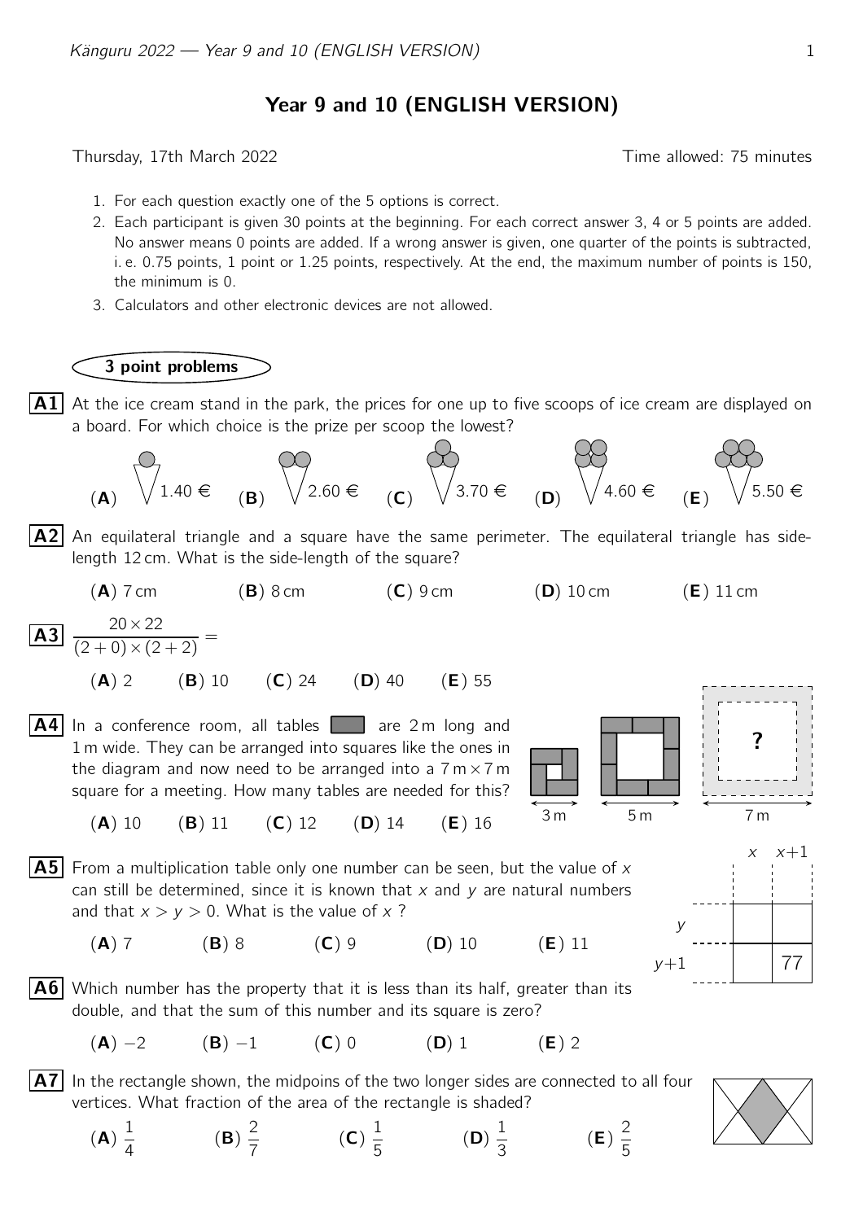# Year 9 and 10 (ENGLISH VERSION)

Thursday, 17th March 2022 — Time allowed: 75 minutes

1. For each question exactly one of the 5 options is correct.
2. Each participant is given 30 points at the beginning. For each correct answer 3, 4 or 5 points are added. No answer means 0 points are added. If a wrong answer is given, one quarter of the points is subtracted, i. e. 0.75 points, 1 point or 1.25 points, respectively. At the end, the maximum number of points is 150, the minimum is 0.
3. Calculators and other electronic devices are not allowed.

## 3 point problems

**A1** At the ice cream stand in the park, the prices for one up to five scoops of ice cream are displayed on a board. For which choice is the prize per scoop the lowest?

(**A**) 1.40 € (**B**) 2.60 € (**C**) 3.70 € (**D**) 4.60 € (**E**) 5.50 €

**A2** An equilateral triangle and a square have the same perimeter. The equilateral triangle has side-length 12 cm. What is the side-length of the square?

(**A**) 7 cm (**B**) 8 cm (**C**) 9 cm (**D**) 10 cm (**E**) 11 cm

**A3** $\dfrac{20 \times 22}{(2+0) \times (2+2)} =$

(**A**) 2 (**B**) 10 (**C**) 24 (**D**) 40 (**E**) 55

**A4** In a conference room, all tables are 2 m long and 1 m wide. They can be arranged into squares like the ones in the diagram and now need to be arranged into a 7 m × 7 m square for a meeting. How many tables are needed for this?

(**A**) 10 (**B**) 11 (**C**) 12 (**D**) 14 (**E**) 16

3 m 5 m 7 m ?

**A5** From a multiplication table only one number can be seen, but the value of $x$ can still be determined, since it is known that $x$ and $y$ are natural numbers and that $x > y > 0$. What is the value of $x$ ?

(**A**) 7 (**B**) 8 (**C**) 9 (**D**) 10 (**E**) 11

| | $x$ | $x+1$ |
|---|---|---|
| $y$ | | |
| $y+1$ | | 77 |

**A6** Which number has the property that it is less than its half, greater than its double, and that the sum of this number and its square is zero?

(**A**) $-2$ (**B**) $-1$ (**C**) 0 (**D**) 1 (**E**) 2

**A7** In the rectangle shown, the midpoins of the two longer sides are connected to all four vertices. What fraction of the area of the rectangle is shaded?

(**A**) $\frac{1}{4}$ (**B**) $\frac{2}{7}$ (**C**) $\frac{1}{5}$ (**D**) $\frac{1}{3}$ (**E**) $\frac{2}{5}$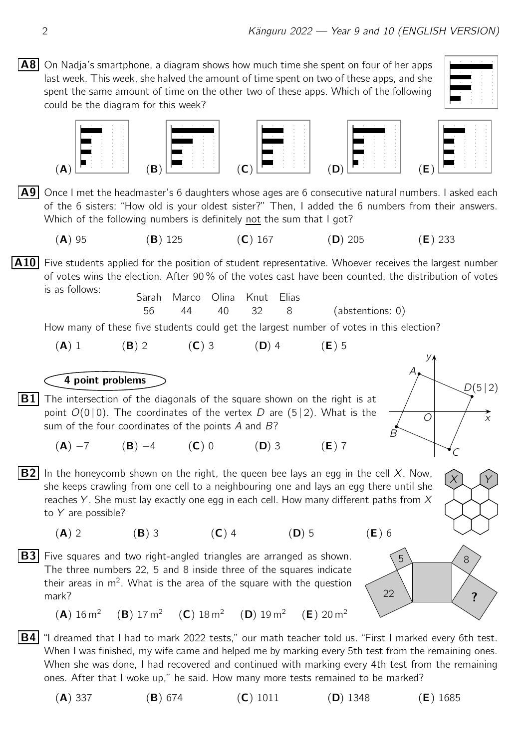**A8** On Nadja's smartphone, a diagram shows how much time she spent on four of her apps last week. This week, she halved the amount of time spent on two of these apps, and she spent the same amount of time on the other two of these apps. Which of the following could be the diagram for this week?

(**A**) (**B**) (**C**) (**D**) (**E**)

**A9** Once I met the headmaster's 6 daughters whose ages are 6 consecutive natural numbers. I asked each of the 6 sisters: "How old is your oldest sister?" Then, I added the 6 numbers from their answers. Which of the following numbers is definitely not the sum that I got?

(**A**) 95 (**B**) 125 (**C**) 167 (**D**) 205 (**E**) 233

**A10** Five students applied for the position of student representative. Whoever receives the largest number of votes wins the election. After 90 % of the votes cast have been counted, the distribution of votes is as follows:

| Sarah | Marco | Olina | Knut | Elias | |
|---|---|---|---|---|---|
| 56 | 44 | 40 | 32 | 8 | (abstentions: 0) |

How many of these five students could get the largest number of votes in this election?

(**A**) 1 (**B**) 2 (**C**) 3 (**D**) 4 (**E**) 5

## 4 point problems

**B1** The intersection of the diagonals of the square shown on the right is at point $O(0\,|\,0)$. The coordinates of the vertex $D$ are $(5\,|\,2)$. What is the sum of the four coordinates of the points $A$ and $B$?

(**A**) −7 (**B**) −4 (**C**) 0 (**D**) 3 (**E**) 7

**B2** In the honeycomb shown on the right, the queen bee lays an egg in the cell $X$. Now, she keeps crawling from one cell to a neighbouring one and lays an egg there until she reaches $Y$. She must lay exactly one egg in each cell. How many different paths from $X$ to $Y$ are possible?

(**A**) 2 (**B**) 3 (**C**) 4 (**D**) 5 (**E**) 6

**B3** Five squares and two right-angled triangles are arranged as shown. The three numbers 22, 5 and 8 inside three of the squares indicate their areas in m². What is the area of the square with the question mark?

(**A**) 16 m² (**B**) 17 m² (**C**) 18 m² (**D**) 19 m² (**E**) 20 m²

**B4** "I dreamed that I had to mark 2022 tests," our math teacher told us. "First I marked every 6th test. When I was finished, my wife came and helped me by marking every 5th test from the remaining ones. When she was done, I had recovered and continued with marking every 4th test from the remaining ones. After that I woke up," he said. How many more tests remained to be marked?

(**A**) 337 (**B**) 674 (**C**) 1011 (**D**) 1348 (**E**) 1685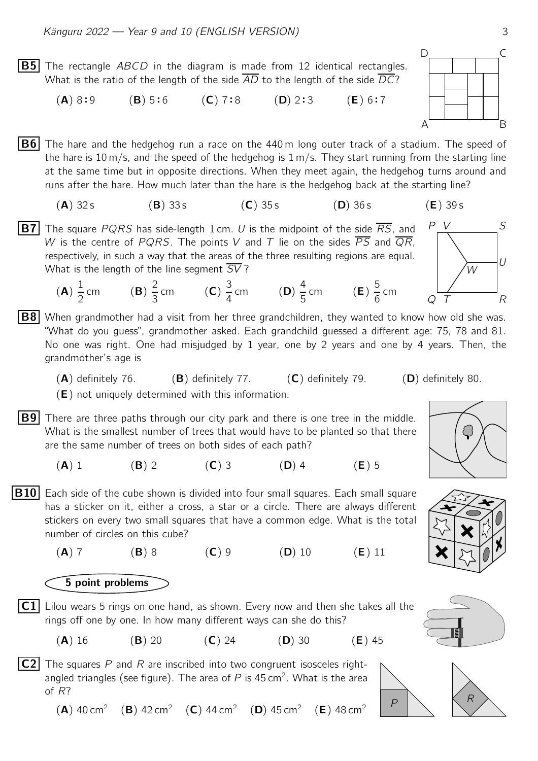**B5** The rectangle $ABCD$ in the diagram is made from 12 identical rectangles. What is the ratio of the length of the side $\overline{AD}$ to the length of the side $\overline{DC}$?

(**A**) 8:9 (**B**) 5:6 (**C**) 7:8 (**D**) 2:3 (**E**) 6:7

**B6** The hare and the hedgehog run a race on the 440 m long outer track of a stadium. The speed of the hare is 10 m/s, and the speed of the hedgehog is 1 m/s. They start running from the starting line at the same time but in opposite directions. When they meet again, the hedgehog turns around and runs after the hare. How much later than the hare is the hedgehog back at the starting line?

(**A**) 32 s (**B**) 33 s (**C**) 35 s (**D**) 36 s (**E**) 39 s

**B7** The square $PQRS$ has side-length 1 cm. $U$ is the midpoint of the side $\overline{RS}$, and $W$ is the centre of $PQRS$. The points $V$ and $T$ lie on the sides $\overline{PS}$ and $\overline{QR}$, respectively, in such a way that the areas of the three resulting regions are equal. What is the length of the line segment $\overline{SV}$?

(**A**) $\frac{1}{2}$ cm (**B**) $\frac{2}{3}$ cm (**C**) $\frac{3}{4}$ cm (**D**) $\frac{4}{5}$ cm (**E**) $\frac{5}{6}$ cm

**B8** When grandmother had a visit from her three grandchildren, they wanted to know how old she was. "What do you guess", grandmother asked. Each grandchild guessed a different age: 75, 78 and 81. No one was right. One had misjudged by 1 year, one by 2 years and one by 4 years. Then, the grandmother's age is

(**A**) definitely 76. (**B**) definitely 77. (**C**) definitely 79. (**D**) definitely 80.
(**E**) not uniquely determined with this information.

**B9** There are three paths through our city park and there is one tree in the middle. What is the smallest number of trees that would have to be planted so that there are the same number of trees on both sides of each path?

(**A**) 1 (**B**) 2 (**C**) 3 (**D**) 4 (**E**) 5

**B10** Each side of the cube shown is divided into four small squares. Each small square has a sticker on it, either a cross, a star or a circle. There are always different stickers on every two small squares that have a common edge. What is the total number of circles on this cube?

(**A**) 7 (**B**) 8 (**C**) 9 (**D**) 10 (**E**) 11

## 5 point problems

**C1** Lilou wears 5 rings on one hand, as shown. Every now and then she takes all the rings off one by one. In how many different ways can she do this?

(**A**) 16 (**B**) 20 (**C**) 24 (**D**) 30 (**E**) 45

**C2** The squares $P$ and $R$ are inscribed into two congruent isosceles right-angled triangles (see figure). The area of $P$ is 45 cm$^2$. What is the area of $R$?

(**A**) 40 cm$^2$ (**B**) 42 cm$^2$ (**C**) 44 cm$^2$ (**D**) 45 cm$^2$ (**E**) 48 cm$^2$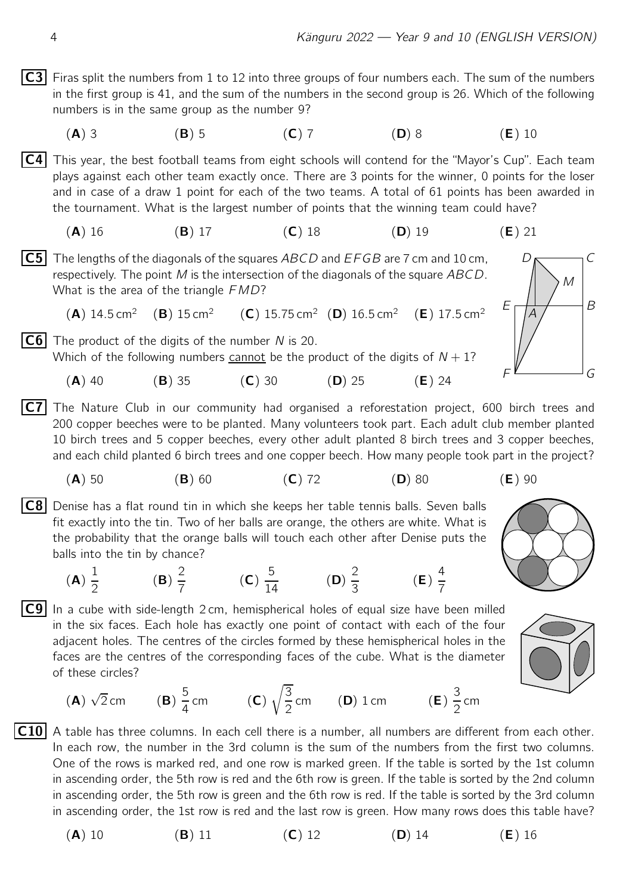**C3** Firas split the numbers from 1 to 12 into three groups of four numbers each. The sum of the numbers in the first group is 41, and the sum of the numbers in the second group is 26. Which of the following numbers is in the same group as the number 9?

(**A**) 3 (**B**) 5 (**C**) 7 (**D**) 8 (**E**) 10

**C4** This year, the best football teams from eight schools will contend for the "Mayor's Cup". Each team plays against each other team exactly once. There are 3 points for the winner, 0 points for the loser and in case of a draw 1 point for each of the two teams. A total of 61 points has been awarded in the tournament. What is the largest number of points that the winning team could have?

(**A**) 16 (**B**) 17 (**C**) 18 (**D**) 19 (**E**) 21

**C5** The lengths of the diagonals of the squares $ABCD$ and $EFGB$ are 7 cm and 10 cm, respectively. The point $M$ is the intersection of the diagonals of the square $ABCD$. What is the area of the triangle $FMD$?

(**A**) $14.5\,\text{cm}^2$ (**B**) $15\,\text{cm}^2$ (**C**) $15.75\,\text{cm}^2$ (**D**) $16.5\,\text{cm}^2$ (**E**) $17.5\,\text{cm}^2$

D C M E A B F G

**C6** The product of the digits of the number $N$ is 20.
Which of the following numbers cannot be the product of the digits of $N+1$?

(**A**) 40 (**B**) 35 (**C**) 30 (**D**) 25 (**E**) 24

**C7** The Nature Club in our community had organised a reforestation project, 600 birch trees and 200 copper beeches were to be planted. Many volunteers took part. Each adult club member planted 10 birch trees and 5 copper beeches, every other adult planted 8 birch trees and 3 copper beeches, and each child planted 6 birch trees and one copper beech. How many people took part in the project?

(**A**) 50 (**B**) 60 (**C**) 72 (**D**) 80 (**E**) 90

**C8** Denise has a flat round tin in which she keeps her table tennis balls. Seven balls fit exactly into the tin. Two of her balls are orange, the others are white. What is the probability that the orange balls will touch each other after Denise puts the balls into the tin by chance?

(**A**) $\frac{1}{2}$ (**B**) $\frac{2}{7}$ (**C**) $\frac{5}{14}$ (**D**) $\frac{2}{3}$ (**E**) $\frac{4}{7}$

**C9** In a cube with side-length 2 cm, hemispherical holes of equal size have been milled in the six faces. Each hole has exactly one point of contact with each of the four adjacent holes. The centres of the circles formed by these hemispherical holes in the faces are the centres of the corresponding faces of the cube. What is the diameter of these circles?

(**A**) $\sqrt{2}\,\text{cm}$ (**B**) $\frac{5}{4}\,\text{cm}$ (**C**) $\sqrt{\frac{3}{2}}\,\text{cm}$ (**D**) 1 cm (**E**) $\frac{3}{2}\,\text{cm}$

**C10** A table has three columns. In each cell there is a number, all numbers are different from each other. In each row, the number in the 3rd column is the sum of the numbers from the first two columns. One of the rows is marked red, and one row is marked green. If the table is sorted by the 1st column in ascending order, the 5th row is red and the 6th row is green. If the table is sorted by the 2nd column in ascending order, the 5th row is green and the 6th row is red. If the table is sorted by the 3rd column in ascending order, the 1st row is red and the last row is green. How many rows does this table have?

(**A**) 10 (**B**) 11 (**C**) 12 (**D**) 14 (**E**) 16